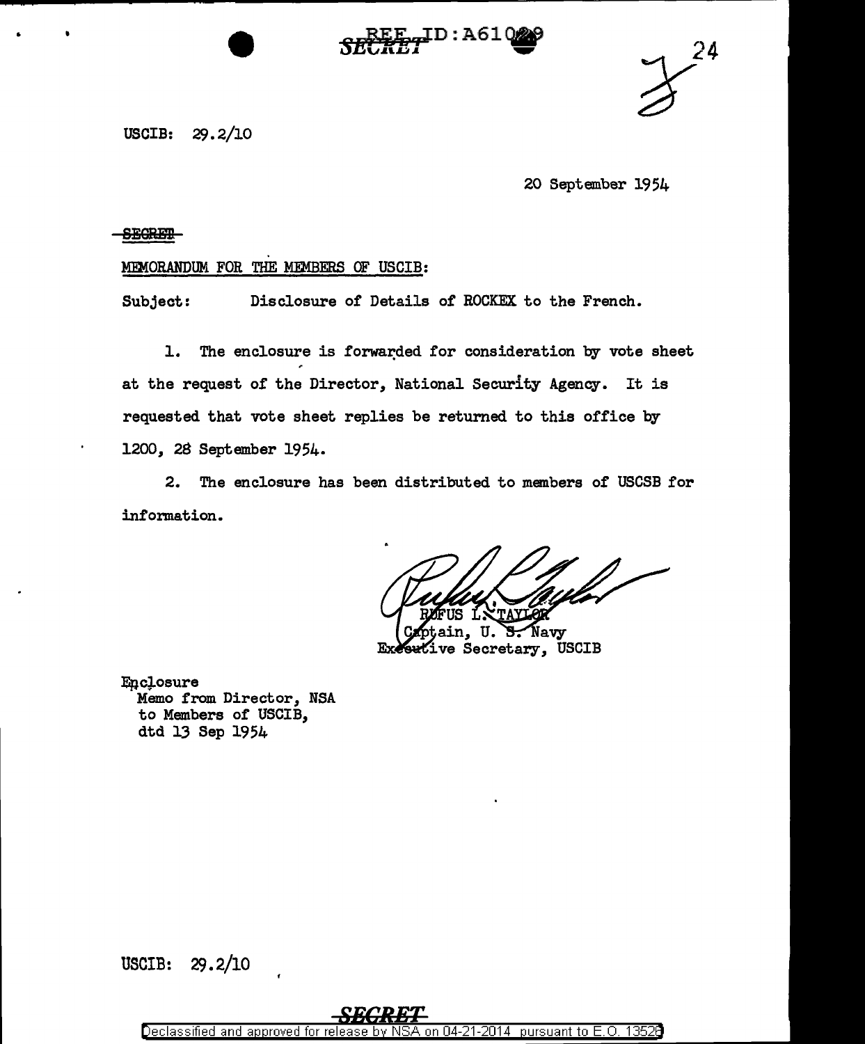USCIB: 29.2/10

20 September 1954

~~SECRET~~

MEMORANDUM FOR THE MEMBERS OF USCIB:

Subject: Disclosure of Details of ROCKEX to the French.

1. The enclosure is forwarded for consideration by vote sheet at the request of the Director, National Security Agency. It is requested that vote sheet replies be returned to this office by 1200, 28 September 1954.

2. The enclosure has been distributed to members of USCSB for information.

RUFUS L. TAYLOR
Captain, U. S. Navy
Executive Secretary, USCIB

Enclosure
Memo from Director, NSA
to Members of USCIB,
dtd 13 Sep 1954

USCIB: 29.2/10

**SECRET**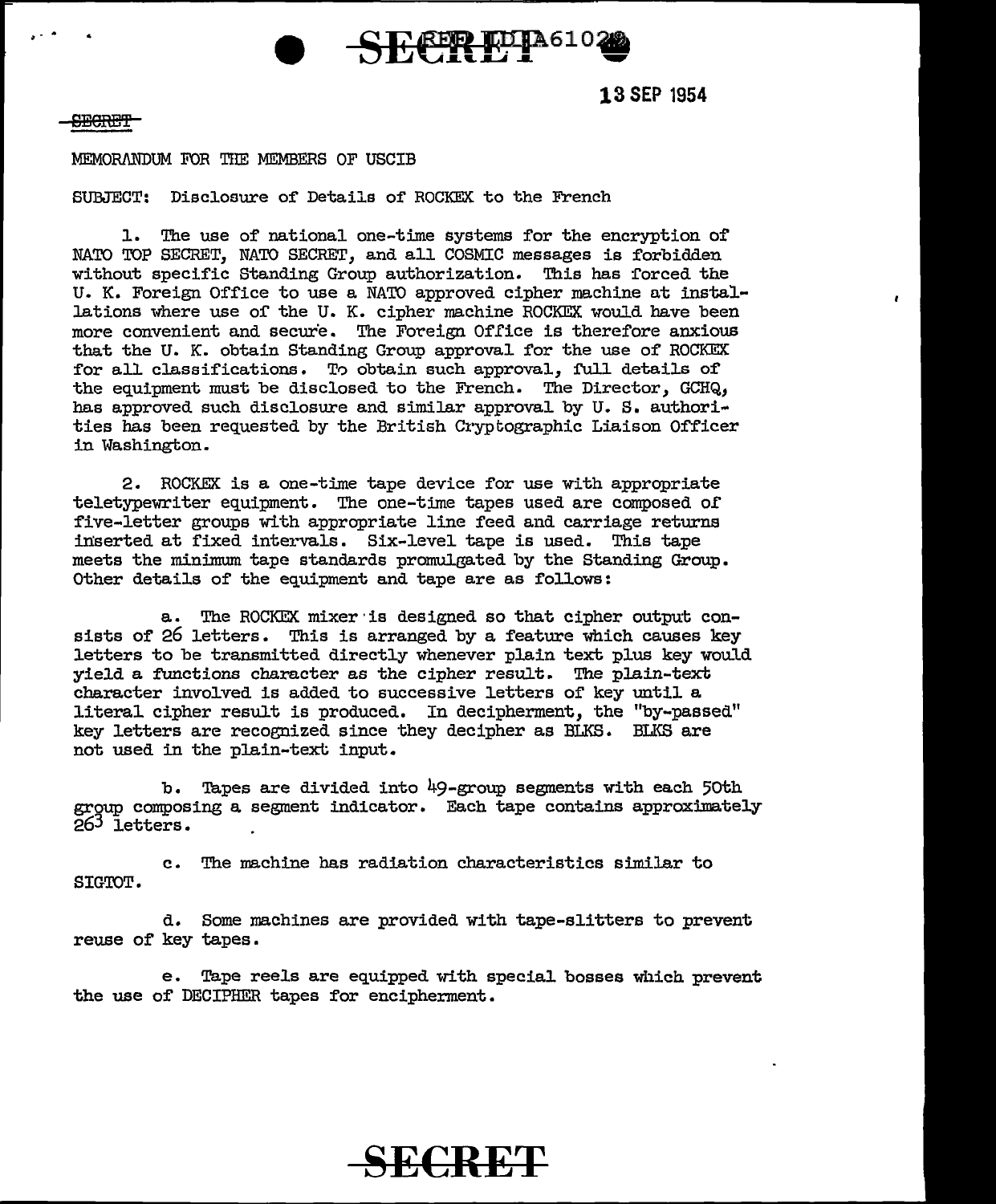SECRET

13 SEP 1954

SECRET

MEMORANDUM FOR THE MEMBERS OF USCIB

SUBJECT: Disclosure of Details of ROCKEX to the French

1. The use of national one-time systems for the encryption of NATO TOP SECRET, NATO SECRET, and all COSMIC messages is forbidden without specific Standing Group authorization. This has forced the U. K. Foreign Office to use a NATO approved cipher machine at installations where use of the U. K. cipher machine ROCKEX would have been more convenient and secure. The Foreign Office is therefore anxious that the U. K. obtain Standing Group approval for the use of ROCKEX for all classifications. To obtain such approval, full details of the equipment must be disclosed to the French. The Director, GCHQ, has approved such disclosure and similar approval by U. S. authorities has been requested by the British Cryptographic Liaison Officer in Washington.

2. ROCKEX is a one-time tape device for use with appropriate teletypewriter equipment. The one-time tapes used are composed of five-letter groups with appropriate line feed and carriage returns inserted at fixed intervals. Six-level tape is used. This tape meets the minimum tape standards promulgated by the Standing Group. Other details of the equipment and tape are as follows:

a. The ROCKEX mixer is designed so that cipher output consists of 26 letters. This is arranged by a feature which causes key letters to be transmitted directly whenever plain text plus key would yield a functions character as the cipher result. The plain-text character involved is added to successive letters of key until a literal cipher result is produced. In decipherment, the "by-passed" key letters are recognized since they decipher as BLKS. BLKS are not used in the plain-text input.

b. Tapes are divided into 49-group segments with each 50th group composing a segment indicator. Each tape contains approximately $26^3$ letters.

c. The machine has radiation characteristics similar to SIGTOT.

d. Some machines are provided with tape-slitters to prevent reuse of key tapes.

e. Tape reels are equipped with special bosses which prevent the use of DECIPHER tapes for encipherment.

SECRET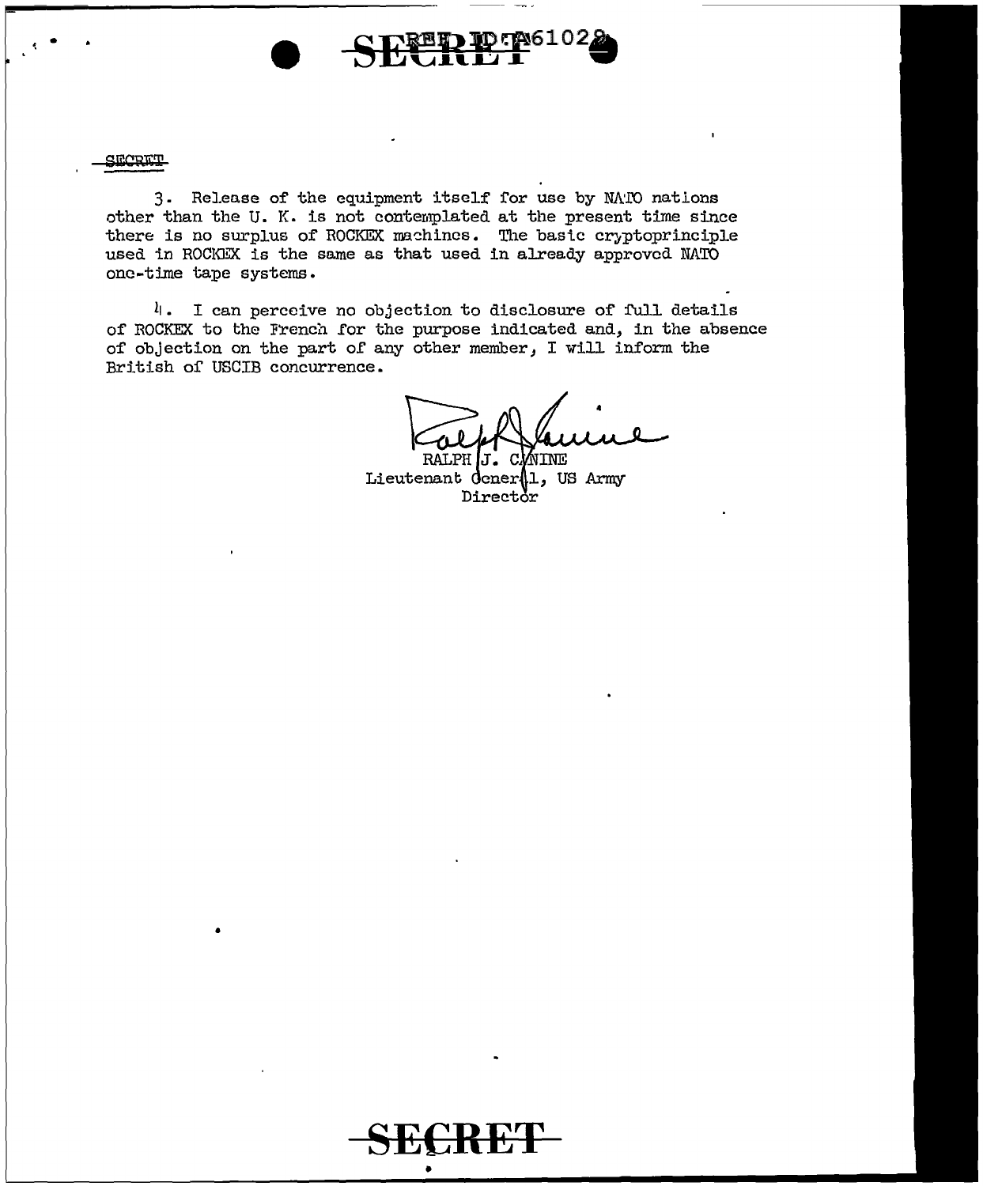SECRET

3. Release of the equipment itself for use by NATO nations other than the U. K. is not contemplated at the present time since there is no surplus of ROCKEX machines. The basic cryptoprinciple used in ROCKEX is the same as that used in already approved NATO one-time tape systems.

4. I can perceive no objection to disclosure of full details of ROCKEX to the French for the purpose indicated and, in the absence of objection on the part of any other member, I will inform the British of USCIB concurrence.

RALPH J. CANINE
Lieutenant General, US Army
Director

SECRET